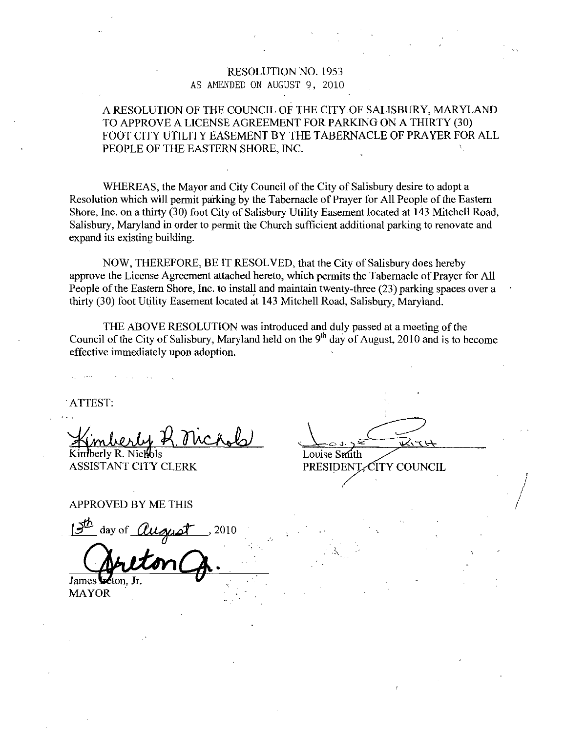# RESOLUTION NO. 1953

AS AMENDED ON AUGUST 9, 2010

## A RESOLUTION OF THE COUNCIL OF THE CITY OF SALISBURY, MARYLAND TO APPROVE A LICENSE AGREEMENT FOR PARKING ON A THIRTY (30) FOOT CITY UTILITY EASEMENT BY THE TABERNACLE OF PRAYER FOR ALL PEOPLE OF THE EASTERN SHORE, INC.

WHEREAS, the Mayor and City Council of the City of Salisbury desire to adopt a Resolution which will permit parking by the Tabernacle of Prayer for All People of the Eastern Shore, Inc. on a thirty (30) foot City of Salisbury Utility Easement located at 143 Mitchell Road, Salisbury, Maryland in order to permit the Church sufficient additional parking to renovate and expand its existing building.

NOW, THEREFORE, BE IT RESOLVED, that the City of Salisbury does hereby approve the License Agreement attached hereto, which permits the Tabernacle of Prayer for All People of the Eastern Shore, Inc. to install and maintain twenty-three (23) parking spaces over a thirty (30) foot Utility Easement located at 143 Mitchell Road, Salisbury, Maryland.

THE ABOVE RESOLUTION was introduced and duly passed at a meeting of the Council of the City of Salisbury, Maryland held on the 9th day of August, 2010 and is to become effective immediately upon adoption.

ATTEST:

Kimberly R. Nichols
ASSISTANT CITY CLERK

Louise Smith
PRESIDENT, CITY COUNCIL

APPROVED BY ME THIS

13th day of August, 2010

James Ireton, Jr.
MAYOR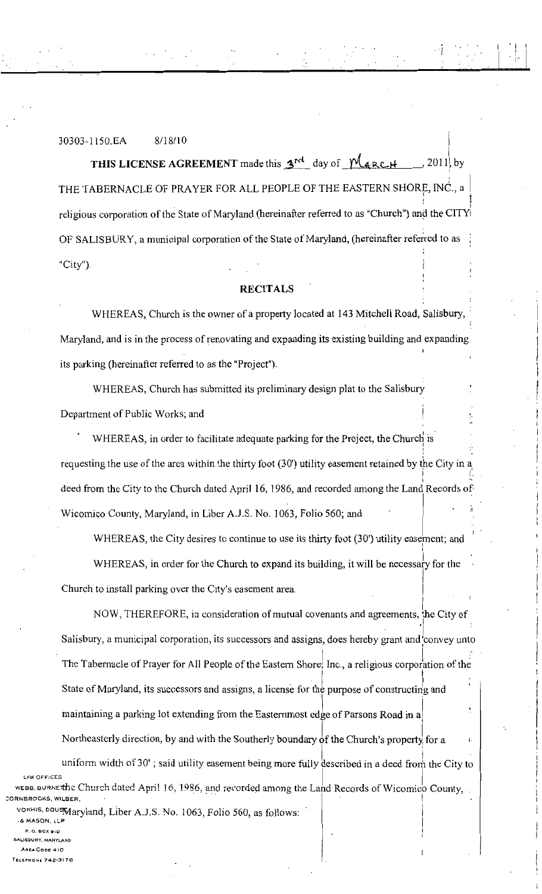30303-1150.EA 8/18/10

**THIS LICENSE AGREEMENT** made this 3rd day of March, 2011, by THE TABERNACLE OF PRAYER FOR ALL PEOPLE OF THE EASTERN SHORE, INC., a religious corporation of the State of Maryland (hereinafter referred to as "Church") and the CITY OF SALISBURY, a municipal corporation of the State of Maryland, (hereinafter referred to as "City").

## RECITALS

WHEREAS, Church is the owner of a property located at 143 Mitchell Road, Salisbury, Maryland, and is in the process of renovating and expanding its existing building and expanding its parking (hereinafter referred to as the "Project").

WHEREAS, Church has submitted its preliminary design plat to the Salisbury Department of Public Works; and

WHEREAS, in order to facilitate adequate parking for the Project, the Church is requesting the use of the area within the thirty foot (30') utility easement retained by the City in a deed from the City to the Church dated April 16, 1986, and recorded among the Land Records of Wicomico County, Maryland, in Liber A.J.S. No. 1063, Folio 560; and

WHEREAS, the City desires to continue to use its thirty foot (30') utility easement; and

WHEREAS, in order for the Church to expand its building, it will be necessary for the Church to install parking over the City's easement area.

NOW, THEREFORE, in consideration of mutual covenants and agreements, the City of Salisbury, a municipal corporation, its successors and assigns, does hereby grant and convey unto The Tabernacle of Prayer for All People of the Eastern Shore, Inc., a religious corporation of the State of Maryland, its successors and assigns, a license for the purpose of constructing and maintaining a parking lot extending from the Easternmost edge of Parsons Road in a Northeasterly direction, by and with the Southerly boundary of the Church's property for a uniform width of 30'; said utility easement being more fully described in a deed from the City to the Church dated April 16, 1986, and recorded among the Land Records of Wicomico County, Maryland, Liber A.J.S. No. 1063, Folio 560, as follows:

LAW OFFICES
WEBB, BURNETT, CORNBROOKS, WILBER, VORHIS, DOUSE & MASON, LLP
P. O. BOX 910
SALISBURY, MARYLAND
AREA CODE 410
TELEPHONE 742-3176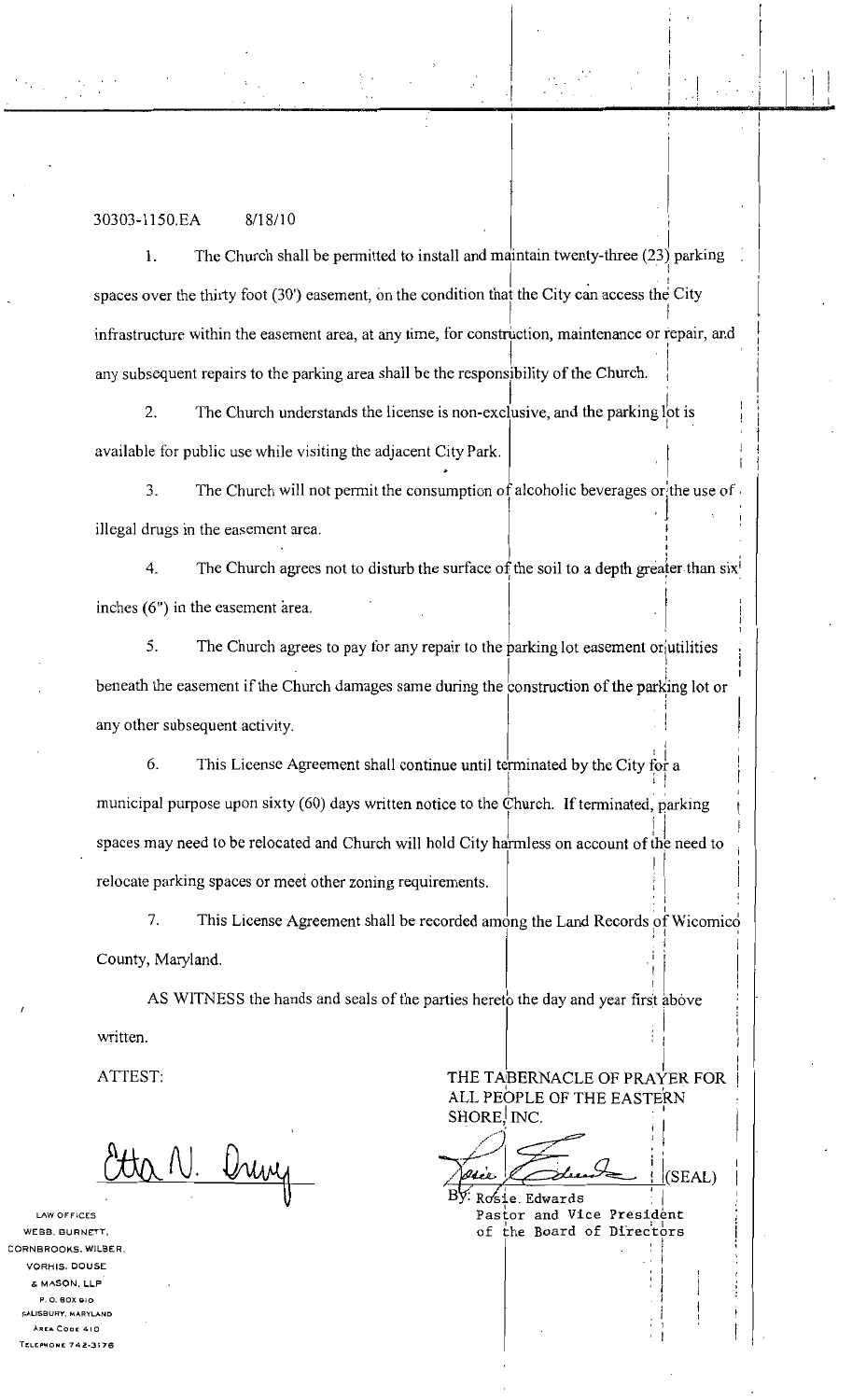30303-1150.EA 8/18/10

1. The Church shall be permitted to install and maintain twenty-three (23) parking spaces over the thirty foot (30') easement, on the condition that the City can access the City infrastructure within the easement area, at any time, for construction, maintenance or repair, and any subsequent repairs to the parking area shall be the responsibility of the Church.

2. The Church understands the license is non-exclusive, and the parking lot is available for public use while visiting the adjacent City Park.

3. The Church will not permit the consumption of alcoholic beverages or the use of illegal drugs in the easement area.

4. The Church agrees not to disturb the surface of the soil to a depth greater than six inches (6") in the easement area.

5. The Church agrees to pay for any repair to the parking lot easement or utilities beneath the easement if the Church damages same during the construction of the parking lot or any other subsequent activity.

6. This License Agreement shall continue until terminated by the City for a municipal purpose upon sixty (60) days written notice to the Church. If terminated, parking spaces may need to be relocated and Church will hold City harmless on account of the need to relocate parking spaces or meet other zoning requirements.

7. This License Agreement shall be recorded among the Land Records of Wicomico County, Maryland.

AS WITNESS the hands and seals of the parties hereto the day and year first above written.

ATTEST:

Etta N. Drury

THE TABERNACLE OF PRAYER FOR ALL PEOPLE OF THE EASTERN SHORE, INC.

(SEAL)

By: Rosie Edwards
Pastor and Vice President of the Board of Directors

LAW OFFICES
WEBB, BURNETT, CORNBROOKS, WILBER, VORHIS, DOUSE & MASON, LLP
P. O. BOX 910
SALISBURY, MARYLAND
AREA CODE 410
TELEPHONE 742-3176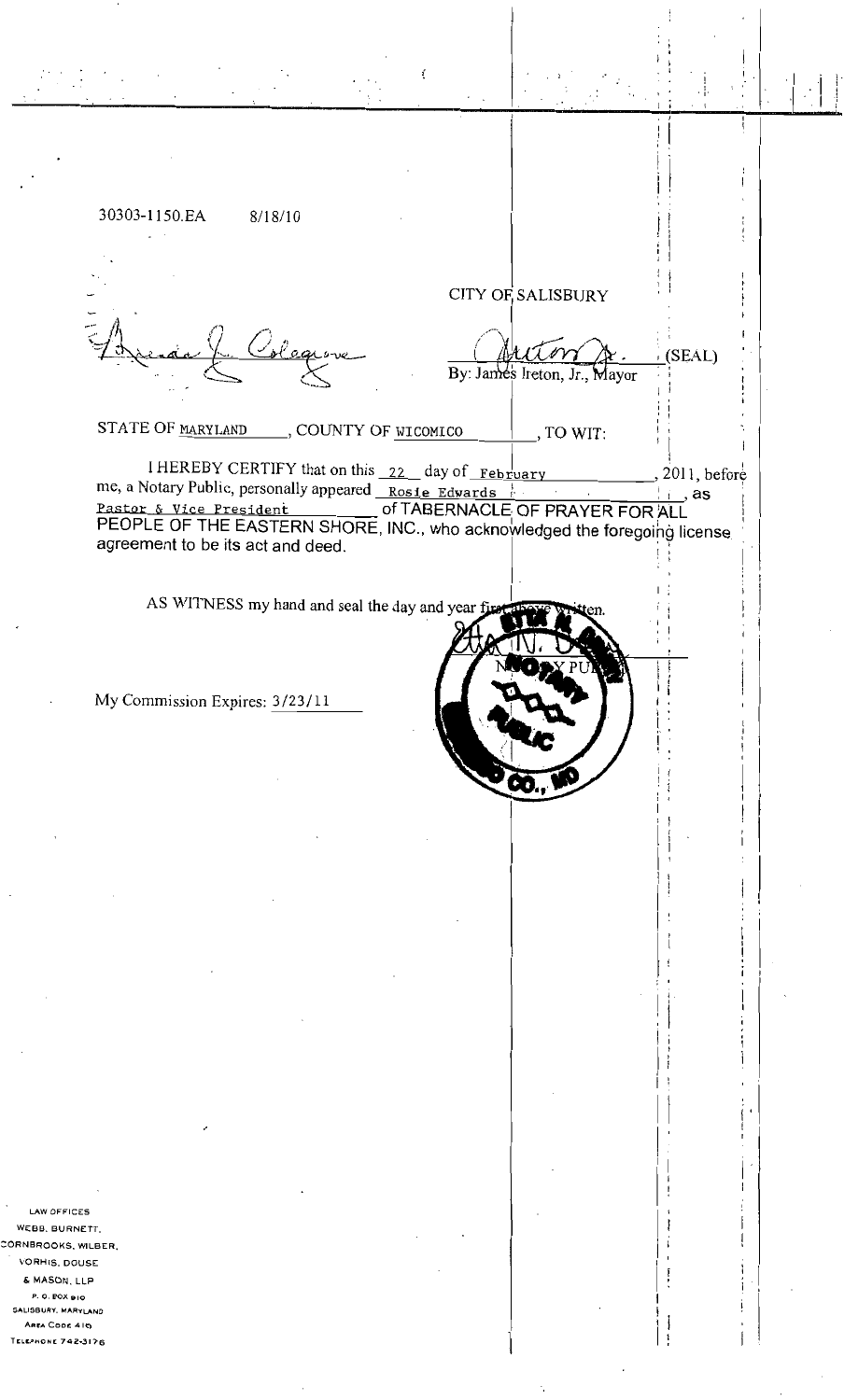30303-1150.EA 8/18/10

CITY OF SALISBURY

_______________________ _______________________ (SEAL)
By: James Ireton, Jr., Mayor

STATE OF MARYLAND, COUNTY OF WICOMICO, TO WIT:

I HEREBY CERTIFY that on this 22 day of February, 2011, before me, a Notary Public, personally appeared Rosie Edwards, as Pastor & Vice President of TABERNACLE OF PRAYER FOR ALL PEOPLE OF THE EASTERN SHORE, INC., who acknowledged the foregoing license agreement to be its act and deed.

AS WITNESS my hand and seal the day and year first above written.

_______________________
NOTARY PUBLIC

My Commission Expires: 3/23/11

LAW OFFICES
WEBB, BURNETT, CORNBROOKS, WILBER, VORHIS, DOUSE & MASON, LLP
P. O. BOX 910
SALISBURY, MARYLAND
AREA CODE 410
TELEPHONE 742-3176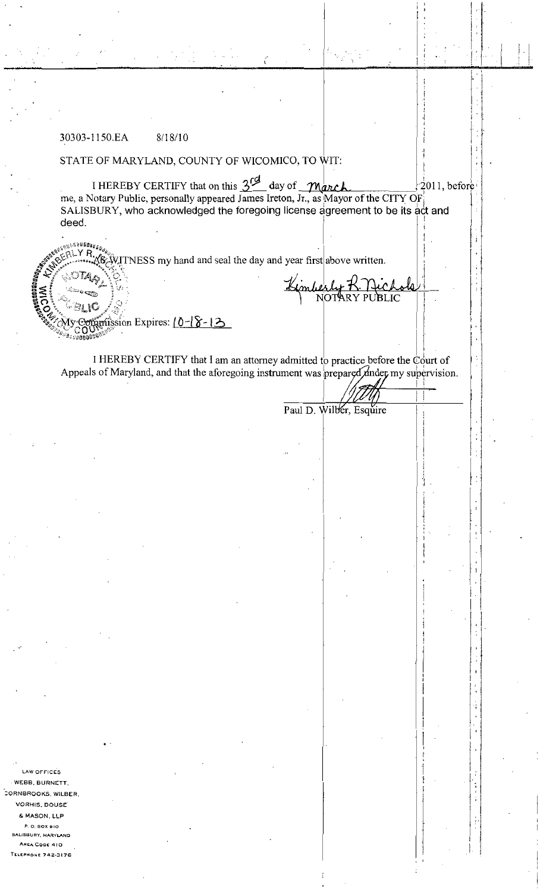30303-1150.EA 8/18/10

STATE OF MARYLAND, COUNTY OF WICOMICO, TO WIT:

I HEREBY CERTIFY that on this 3rd day of March 2011, before me, a Notary Public, personally appeared James Ireton, Jr., as Mayor of the CITY OF SALISBURY, who acknowledged the foregoing license agreement to be its act and deed.

AS WITNESS my hand and seal the day and year first above written.

Kimberly R. Nichols
NOTARY PUBLIC

My Commission Expires: 10-18-13

I HEREBY CERTIFY that I am an attorney admitted to practice before the Court of Appeals of Maryland, and that the aforegoing instrument was prepared under my supervision.

Paul D. Wilber, Esquire

LAW OFFICES
WEBB, BURNETT, CORNBROOKS, WILBER, VORHIS, DOUSE & MASON, LLP
P. O. BOX 910
SALISBURY, MARYLAND
AREA CODE 410
TELEPHONE 742-3176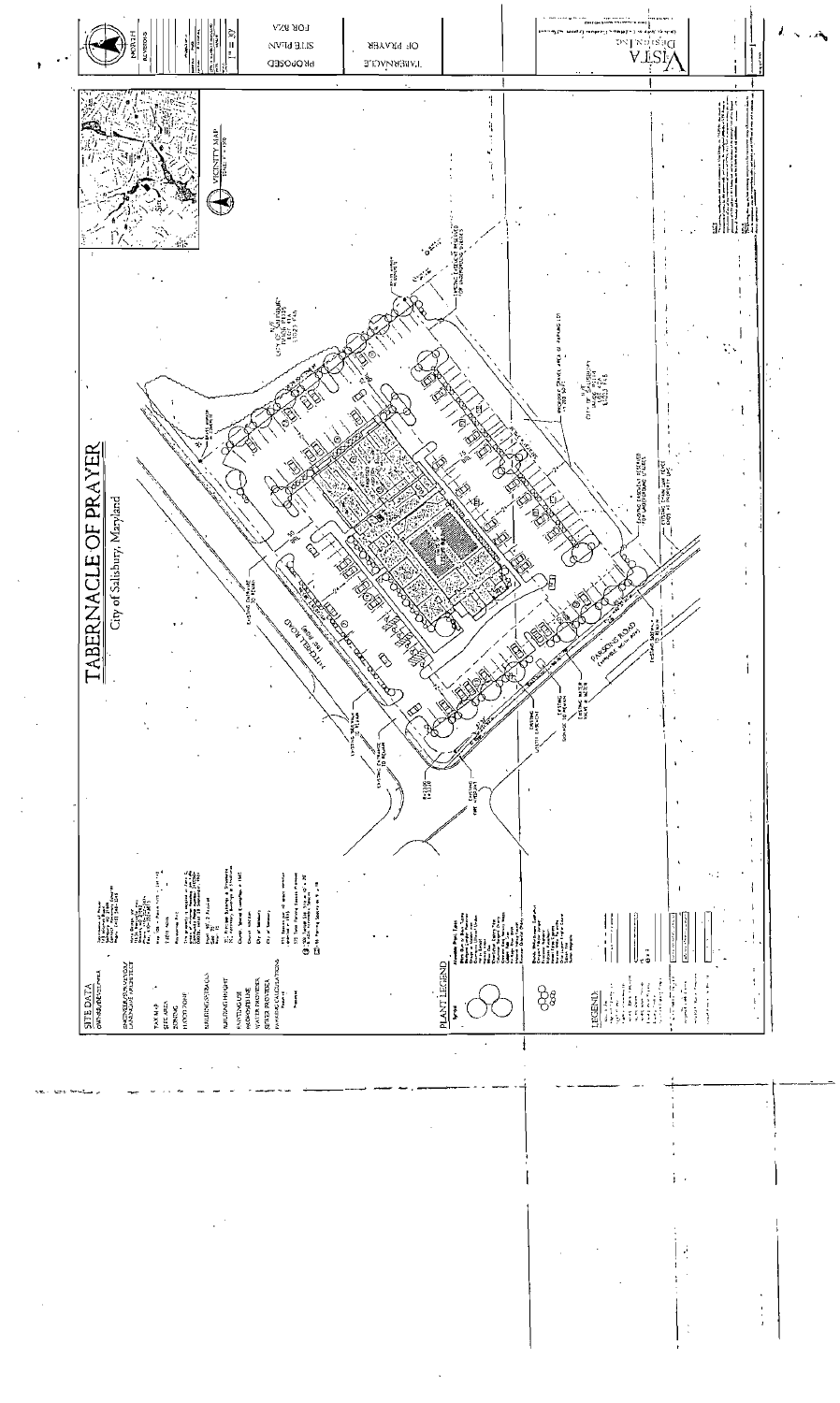# TABERNACLE OF PRAYER

City of Salisbury, Maryland

## SITE DATA

OWNER/DEVELOPER

ENGINEER/SURVEYOR/LANDSCAPE ARCHITECT

TAX MAP

SITE AREA

ZONING

FLOOD ZONE

BUILDING SETBACKS

BUILDING HEIGHT

EXISTING USE

PROPOSED USE

WATER PROVIDER

SEWER PROVIDER

PARKING CALCULATIONS

## PLANT LEGEND

## LEGEND

VICINITY MAP

HITCHENS ROAD

PARSONS ROAD

EXISTING EASEMENT RESERVED FOR UNDERGROUND UTILITIES

EXISTING ENTRANCE TO REMAIN

EXISTING FIRE HYDRANT

EXISTING WATER METER TO REMAIN

EXISTING SIDEWALK TO REMAIN

PROPOSED SITE PLAN FOR

TABERNACLE OF PRAYER

VISTA DESIGN, INC.

NORTH